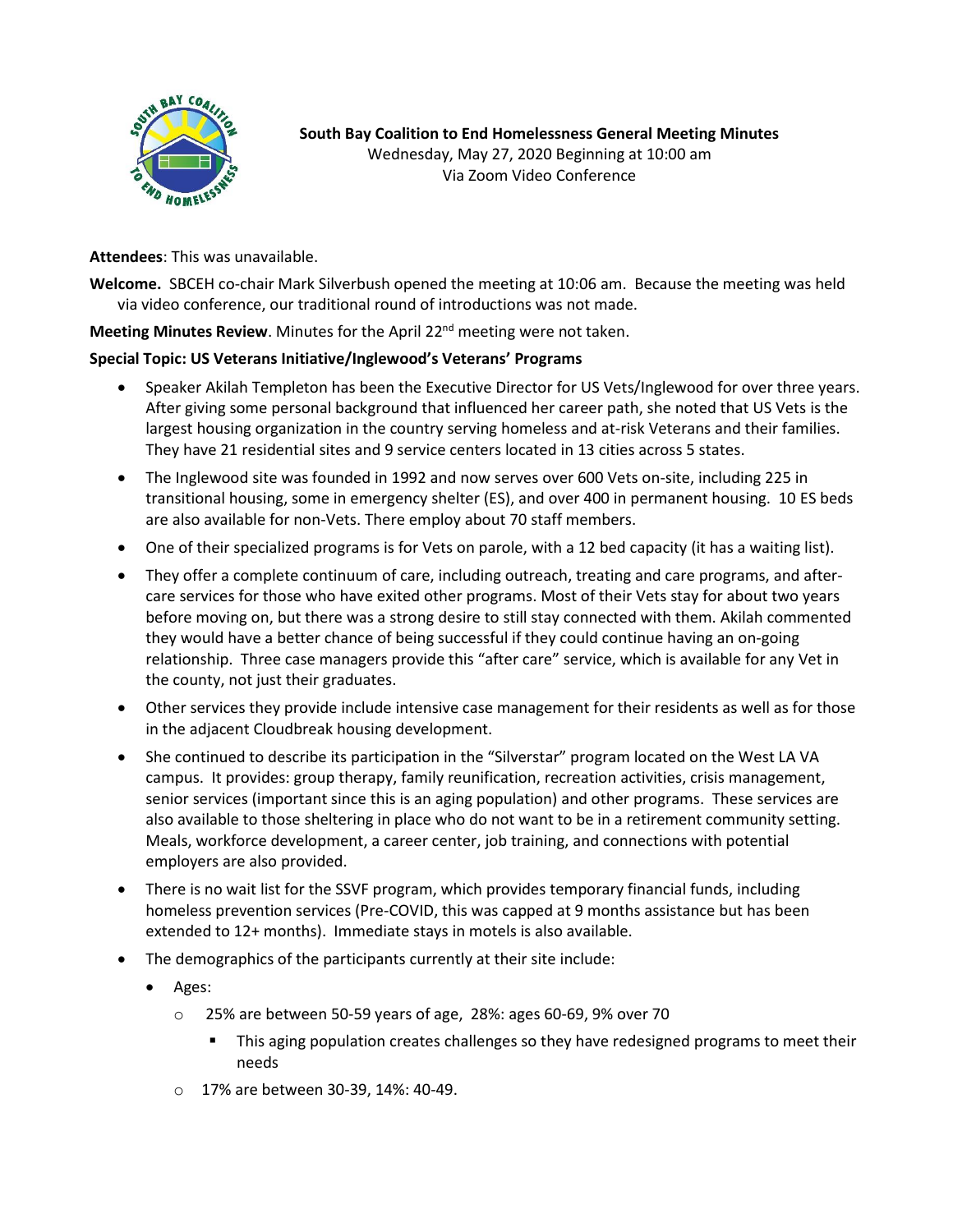**South Bay Coalition to End Homelessness General Meeting Minutes**
Wednesday, May 27, 2020 Beginning at 10:00 am
Via Zoom Video Conference

**Attendees**: This was unavailable.

**Welcome.** SBCEH co-chair Mark Silverbush opened the meeting at 10:06 am. Because the meeting was held via video conference, our traditional round of introductions was not made.

**Meeting Minutes Review**. Minutes for the April 22nd meeting were not taken.

**Special Topic: US Veterans Initiative/Inglewood's Veterans' Programs**

- Speaker Akilah Templeton has been the Executive Director for US Vets/Inglewood for over three years. After giving some personal background that influenced her career path, she noted that US Vets is the largest housing organization in the country serving homeless and at-risk Veterans and their families. They have 21 residential sites and 9 service centers located in 13 cities across 5 states.
- The Inglewood site was founded in 1992 and now serves over 600 Vets on-site, including 225 in transitional housing, some in emergency shelter (ES), and over 400 in permanent housing. 10 ES beds are also available for non-Vets. There employ about 70 staff members.
- One of their specialized programs is for Vets on parole, with a 12 bed capacity (it has a waiting list).
- They offer a complete continuum of care, including outreach, treating and care programs, and after-care services for those who have exited other programs. Most of their Vets stay for about two years before moving on, but there was a strong desire to still stay connected with them. Akilah commented they would have a better chance of being successful if they could continue having an on-going relationship. Three case managers provide this "after care" service, which is available for any Vet in the county, not just their graduates.
- Other services they provide include intensive case management for their residents as well as for those in the adjacent Cloudbreak housing development.
- She continued to describe its participation in the "Silverstar" program located on the West LA VA campus. It provides: group therapy, family reunification, recreation activities, crisis management, senior services (important since this is an aging population) and other programs. These services are also available to those sheltering in place who do not want to be in a retirement community setting. Meals, workforce development, a career center, job training, and connections with potential employers are also provided.
- There is no wait list for the SSVF program, which provides temporary financial funds, including homeless prevention services (Pre-COVID, this was capped at 9 months assistance but has been extended to 12+ months). Immediate stays in motels is also available.
- The demographics of the participants currently at their site include:
  - Ages:
    - 25% are between 50-59 years of age, 28%: ages 60-69, 9% over 70
      - This aging population creates challenges so they have redesigned programs to meet their needs
    - 17% are between 30-39, 14%: 40-49.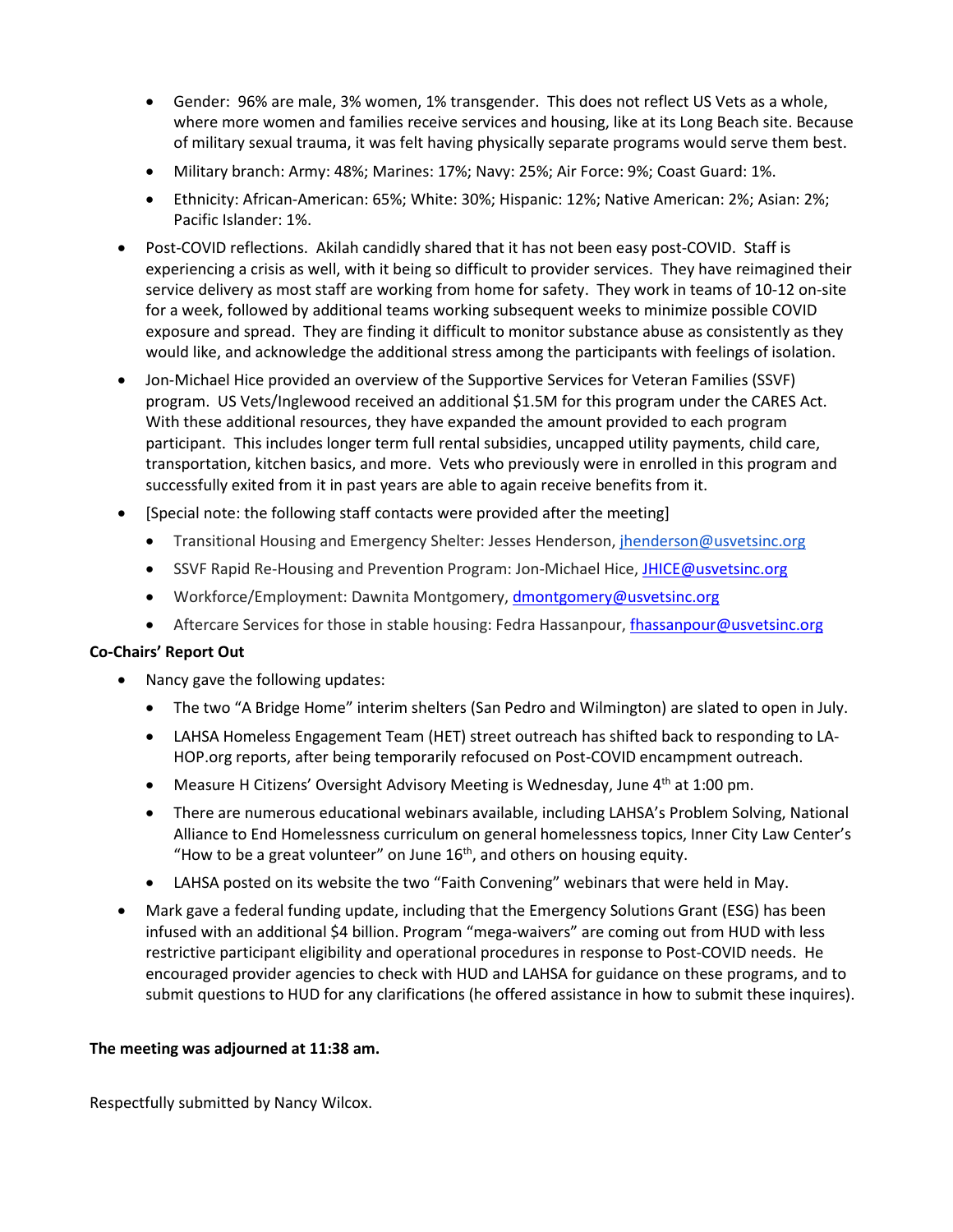- Gender: 96% are male, 3% women, 1% transgender. This does not reflect US Vets as a whole, where more women and families receive services and housing, like at its Long Beach site. Because of military sexual trauma, it was felt having physically separate programs would serve them best.
  - Military branch: Army: 48%; Marines: 17%; Navy: 25%; Air Force: 9%; Coast Guard: 1%.
  - Ethnicity: African-American: 65%; White: 30%; Hispanic: 12%; Native American: 2%; Asian: 2%; Pacific Islander: 1%.
- Post-COVID reflections. Akilah candidly shared that it has not been easy post-COVID. Staff is experiencing a crisis as well, with it being so difficult to provider services. They have reimagined their service delivery as most staff are working from home for safety. They work in teams of 10-12 on-site for a week, followed by additional teams working subsequent weeks to minimize possible COVID exposure and spread. They are finding it difficult to monitor substance abuse as consistently as they would like, and acknowledge the additional stress among the participants with feelings of isolation.
- Jon-Michael Hice provided an overview of the Supportive Services for Veteran Families (SSVF) program. US Vets/Inglewood received an additional $1.5M for this program under the CARES Act. With these additional resources, they have expanded the amount provided to each program participant. This includes longer term full rental subsidies, uncapped utility payments, child care, transportation, kitchen basics, and more. Vets who previously were in enrolled in this program and successfully exited from it in past years are able to again receive benefits from it.
- [Special note: the following staff contacts were provided after the meeting]
  - Transitional Housing and Emergency Shelter: Jesses Henderson, jhenderson@usvetsinc.org
  - SSVF Rapid Re-Housing and Prevention Program: Jon-Michael Hice, JHICE@usvetsinc.org
  - Workforce/Employment: Dawnita Montgomery, dmontgomery@usvetsinc.org
  - Aftercare Services for those in stable housing: Fedra Hassanpour, fhassanpour@usvetsinc.org

**Co-Chairs' Report Out**

- Nancy gave the following updates:
  - The two "A Bridge Home" interim shelters (San Pedro and Wilmington) are slated to open in July.
  - LAHSA Homeless Engagement Team (HET) street outreach has shifted back to responding to LA-HOP.org reports, after being temporarily refocused on Post-COVID encampment outreach.
  - Measure H Citizens' Oversight Advisory Meeting is Wednesday, June 4th at 1:00 pm.
  - There are numerous educational webinars available, including LAHSA's Problem Solving, National Alliance to End Homelessness curriculum on general homelessness topics, Inner City Law Center's "How to be a great volunteer" on June 16th, and others on housing equity.
  - LAHSA posted on its website the two "Faith Convening" webinars that were held in May.
- Mark gave a federal funding update, including that the Emergency Solutions Grant (ESG) has been infused with an additional $4 billion. Program "mega-waivers" are coming out from HUD with less restrictive participant eligibility and operational procedures in response to Post-COVID needs. He encouraged provider agencies to check with HUD and LAHSA for guidance on these programs, and to submit questions to HUD for any clarifications (he offered assistance in how to submit these inquires).

**The meeting was adjourned at 11:38 am.**

Respectfully submitted by Nancy Wilcox.